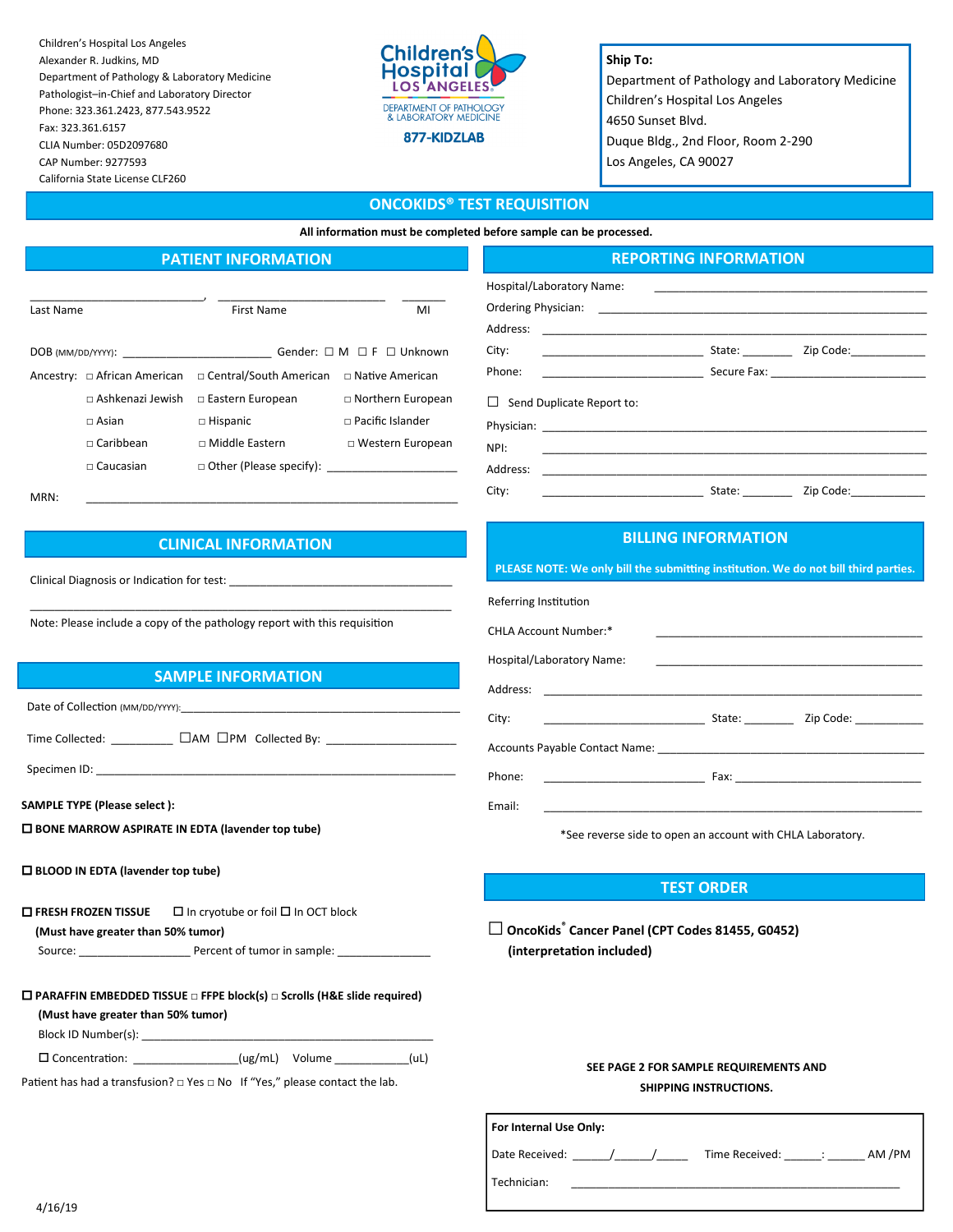Children's Hospital Los Angeles
Alexander R. Judkins, MD
Department of Pathology & Laboratory Medicine
Pathologist–in-Chief and Laboratory Director
Phone: 323.361.2423, 877.543.9522
Fax: 323.361.6157
CLIA Number: 05D2097680
CAP Number: 9277593
California State License CLF260

Children's Hospital LOS ANGELES
DEPARTMENT OF PATHOLOGY & LABORATORY MEDICINE
877-KIDZLAB

**Ship To:**
Department of Pathology and Laboratory Medicine
Children's Hospital Los Angeles
4650 Sunset Blvd.
Duque Bldg., 2nd Floor, Room 2-290
Los Angeles, CA 90027

# ONCOKIDS® TEST REQUISITION

**All information must be completed before sample can be processed.**

## PATIENT INFORMATION

____________________________, ___________________________ ________
Last Name First Name MI

DOB (MM/DD/YYYY): ________________________ Gender: ☐ M ☐ F ☐ Unknown

Ancestry:
- ☐ African American ☐ Central/South American ☐ Native American
- ☐ Ashkenazi Jewish ☐ Eastern European ☐ Northern European
- ☐ Asian ☐ Hispanic ☐ Pacific Islander
- ☐ Caribbean ☐ Middle Eastern ☐ Western European
- ☐ Caucasian ☐ Other (Please specify): ____________________

MRN: ____________________________________________________________

## CLINICAL INFORMATION

Clinical Diagnosis or Indication for test: ___________________________________

_________________________________________________________________

Note: Please include a copy of the pathology report with this requisition

## SAMPLE INFORMATION

Date of Collection (MM/DD/YYYY): ____________________________________________

Time Collected: __________ ☐AM ☐PM Collected By: ____________________

Specimen ID: _____________________________________________________________

**SAMPLE TYPE (Please select ):**

☐ **BONE MARROW ASPIRATE IN EDTA (lavender top tube)**

☐ **BLOOD IN EDTA (lavender top tube)**

☐ **FRESH FROZEN TISSUE** ☐ In cryotube or foil ☐ In OCT block
**(Must have greater than 50% tumor)**
Source: _________________ Percent of tumor in sample: ______________

☐ **PARAFFIN EMBEDDED TISSUE** ☐ **FFPE block(s)** ☐ **Scrolls (H&E slide required)**
**(Must have greater than 50% tumor)**
Block ID Number(s): _______________________________________________

☐ Concentration: ________________(ug/mL) Volume ____________(uL)

Patient has had a transfusion? ☐ Yes ☐ No If "Yes," please contact the lab.

## REPORTING INFORMATION

Hospital/Laboratory Name: ___________________________________________

Ordering Physician: ________________________________________________

Address: _______________________________________________________

City: _________________________ State: ________ Zip Code: ____________

Phone: _________________________ Secure Fax: ________________________

☐ Send Duplicate Report to:

Physician: ______________________________________________________

NPI: __________________________________________________________

Address: _______________________________________________________

City: _________________________ State: ________ Zip Code: ____________

## BILLING INFORMATION

**PLEASE NOTE: We only bill the submitting institution. We do not bill third parties.**

Referring Institution

CHLA Account Number:* ______________________________________

Hospital/Laboratory Name: ____________________________________

Address: _______________________________________________________

City: _________________________ State: ________ Zip Code: ___________

Accounts Payable Contact Name: _______________________________________

Phone: _________________________ Fax: ______________________________

Email: ________________________________________________________

*See reverse side to open an account with CHLA Laboratory.

## TEST ORDER

☐ **OncoKids® Cancer Panel (CPT Codes 81455, G0452)**
**(interpretation included)**

**SEE PAGE 2 FOR SAMPLE REQUIREMENTS AND SHIPPING INSTRUCTIONS.**

**For Internal Use Only:**

Date Received: ______/______/_____ Time Received: ______:______ AM /PM

Technician: _____________________________________________________

4/16/19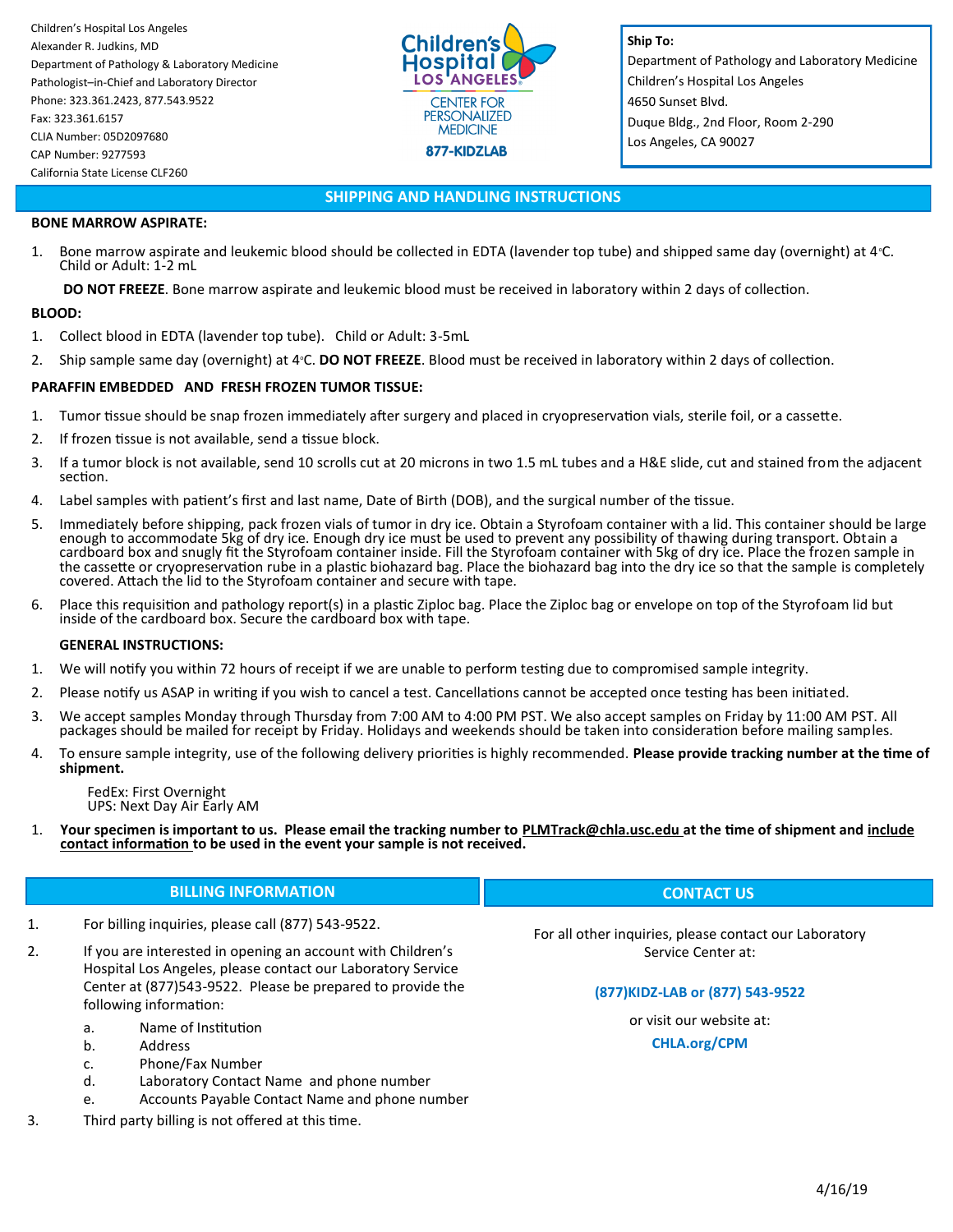Children's Hospital Los Angeles
Alexander R. Judkins, MD
Department of Pathology & Laboratory Medicine
Pathologist–in-Chief and Laboratory Director
Phone: 323.361.2423, 877.543.9522
Fax: 323.361.6157
CLIA Number: 05D2097680
CAP Number: 9277593
California State License CLF260

Children's Hospital LOS ANGELES
CENTER FOR PERSONALIZED MEDICINE
877-KIDZLAB

**Ship To:**
Department of Pathology and Laboratory Medicine
Children's Hospital Los Angeles
4650 Sunset Blvd.
Duque Bldg., 2nd Floor, Room 2-290
Los Angeles, CA 90027

## SHIPPING AND HANDLING INSTRUCTIONS

**BONE MARROW ASPIRATE:**

1. Bone marrow aspirate and leukemic blood should be collected in EDTA (lavender top tube) and shipped same day (overnight) at 4°C. Child or Adult: 1-2 mL

   **DO NOT FREEZE**. Bone marrow aspirate and leukemic blood must be received in laboratory within 2 days of collection.

**BLOOD:**

1. Collect blood in EDTA (lavender top tube). Child or Adult: 3-5mL
2. Ship sample same day (overnight) at 4°C. **DO NOT FREEZE**. Blood must be received in laboratory within 2 days of collection.

**PARAFFIN EMBEDDED AND FRESH FROZEN TUMOR TISSUE:**

1. Tumor tissue should be snap frozen immediately after surgery and placed in cryopreservation vials, sterile foil, or a cassette.
2. If frozen tissue is not available, send a tissue block.
3. If a tumor block is not available, send 10 scrolls cut at 20 microns in two 1.5 mL tubes and a H&E slide, cut and stained from the adjacent section.
4. Label samples with patient's first and last name, Date of Birth (DOB), and the surgical number of the tissue.
5. Immediately before shipping, pack frozen vials of tumor in dry ice. Obtain a Styrofoam container with a lid. This container should be large enough to accommodate 5kg of dry ice. Enough dry ice must be used to prevent any possibility of thawing during transport. Obtain a cardboard box and snugly fit the Styrofoam container inside. Fill the Styrofoam container with 5kg of dry ice. Place the frozen sample in the cassette or cryopreservation rube in a plastic biohazard bag. Place the biohazard bag into the dry ice so that the sample is completely covered. Attach the lid to the Styrofoam container and secure with tape.
6. Place this requisition and pathology report(s) in a plastic Ziploc bag. Place the Ziploc bag or envelope on top of the Styrofoam lid but inside of the cardboard box. Secure the cardboard box with tape.

**GENERAL INSTRUCTIONS:**

1. We will notify you within 72 hours of receipt if we are unable to perform testing due to compromised sample integrity.
2. Please notify us ASAP in writing if you wish to cancel a test. Cancellations cannot be accepted once testing has been initiated.
3. We accept samples Monday through Thursday from 7:00 AM to 4:00 PM PST. We also accept samples on Friday by 11:00 AM PST. All packages should be mailed for receipt by Friday. Holidays and weekends should be taken into consideration before mailing samples.
4. To ensure sample integrity, use of the following delivery priorities is highly recommended. **Please provide tracking number at the time of shipment.**

   FedEx: First Overnight
   UPS: Next Day Air Early AM

1. **Your specimen is important to us. Please email the tracking number to PLMTrack@chla.usc.edu at the time of shipment and include contact information to be used in the event your sample is not received.**

## BILLING INFORMATION

1. For billing inquiries, please call (877) 543-9522.
2. If you are interested in opening an account with Children's Hospital Los Angeles, please contact our Laboratory Service Center at (877)543-9522. Please be prepared to provide the following information:
   a. Name of Institution
   b. Address
   c. Phone/Fax Number
   d. Laboratory Contact Name and phone number
   e. Accounts Payable Contact Name and phone number
3. Third party billing is not offered at this time.

## CONTACT US

For all other inquiries, please contact our Laboratory Service Center at:

**(877)KIDZ-LAB or (877) 543-9522**

or visit our website at:

**CHLA.org/CPM**

4/16/19